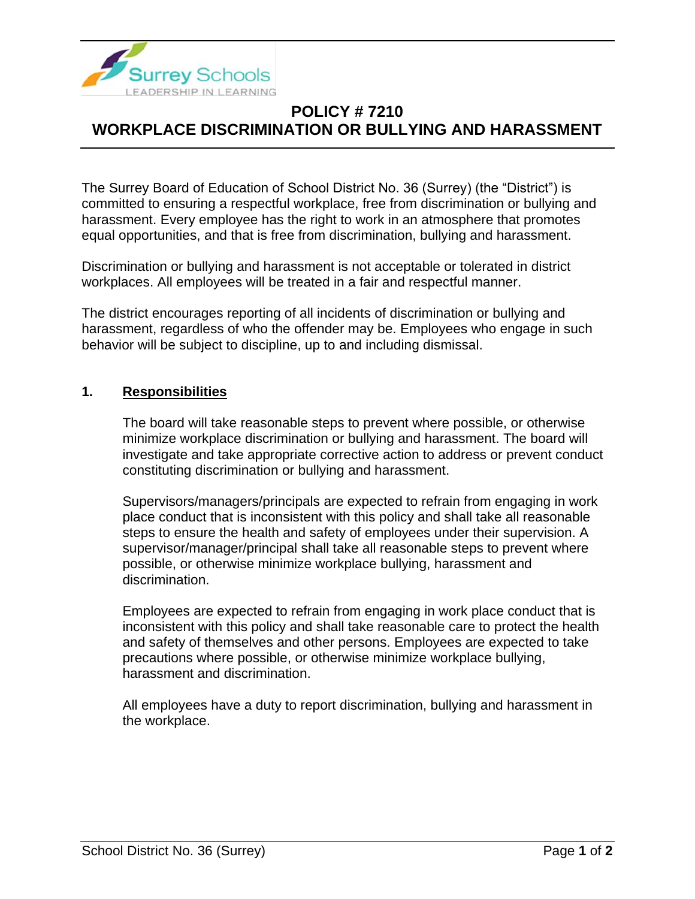# POLICY # 7210
# WORKPLACE DISCRIMINATION OR BULLYING AND HARASSMENT

The Surrey Board of Education of School District No. 36 (Surrey) (the "District") is committed to ensuring a respectful workplace, free from discrimination or bullying and harassment. Every employee has the right to work in an atmosphere that promotes equal opportunities, and that is free from discrimination, bullying and harassment.

Discrimination or bullying and harassment is not acceptable or tolerated in district workplaces. All employees will be treated in a fair and respectful manner.

The district encourages reporting of all incidents of discrimination or bullying and harassment, regardless of who the offender may be. Employees who engage in such behavior will be subject to discipline, up to and including dismissal.

## 1. Responsibilities

The board will take reasonable steps to prevent where possible, or otherwise minimize workplace discrimination or bullying and harassment. The board will investigate and take appropriate corrective action to address or prevent conduct constituting discrimination or bullying and harassment.

Supervisors/managers/principals are expected to refrain from engaging in work place conduct that is inconsistent with this policy and shall take all reasonable steps to ensure the health and safety of employees under their supervision. A supervisor/manager/principal shall take all reasonable steps to prevent where possible, or otherwise minimize workplace bullying, harassment and discrimination.

Employees are expected to refrain from engaging in work place conduct that is inconsistent with this policy and shall take reasonable care to protect the health and safety of themselves and other persons. Employees are expected to take precautions where possible, or otherwise minimize workplace bullying, harassment and discrimination.

All employees have a duty to report discrimination, bullying and harassment in the workplace.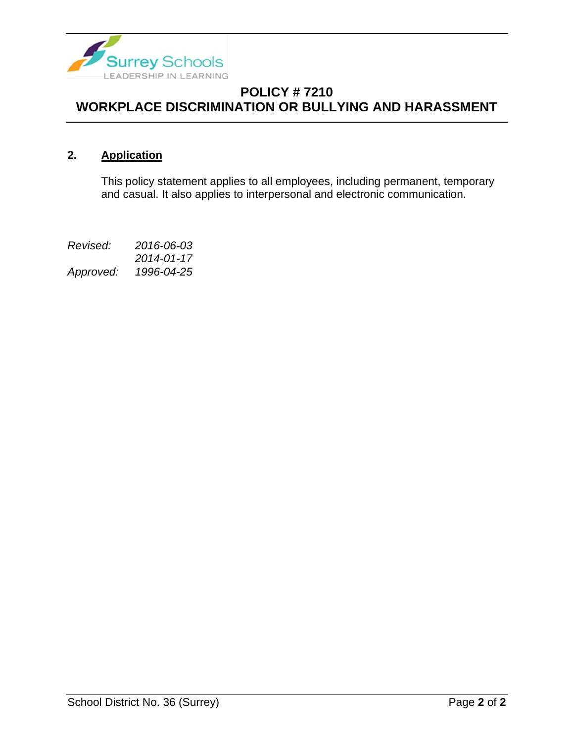## 2. Application

This policy statement applies to all employees, including permanent, temporary and casual. It also applies to interpersonal and electronic communication.

*Revised: 2016-06-03*
*2014-01-17*
*Approved: 1996-04-25*